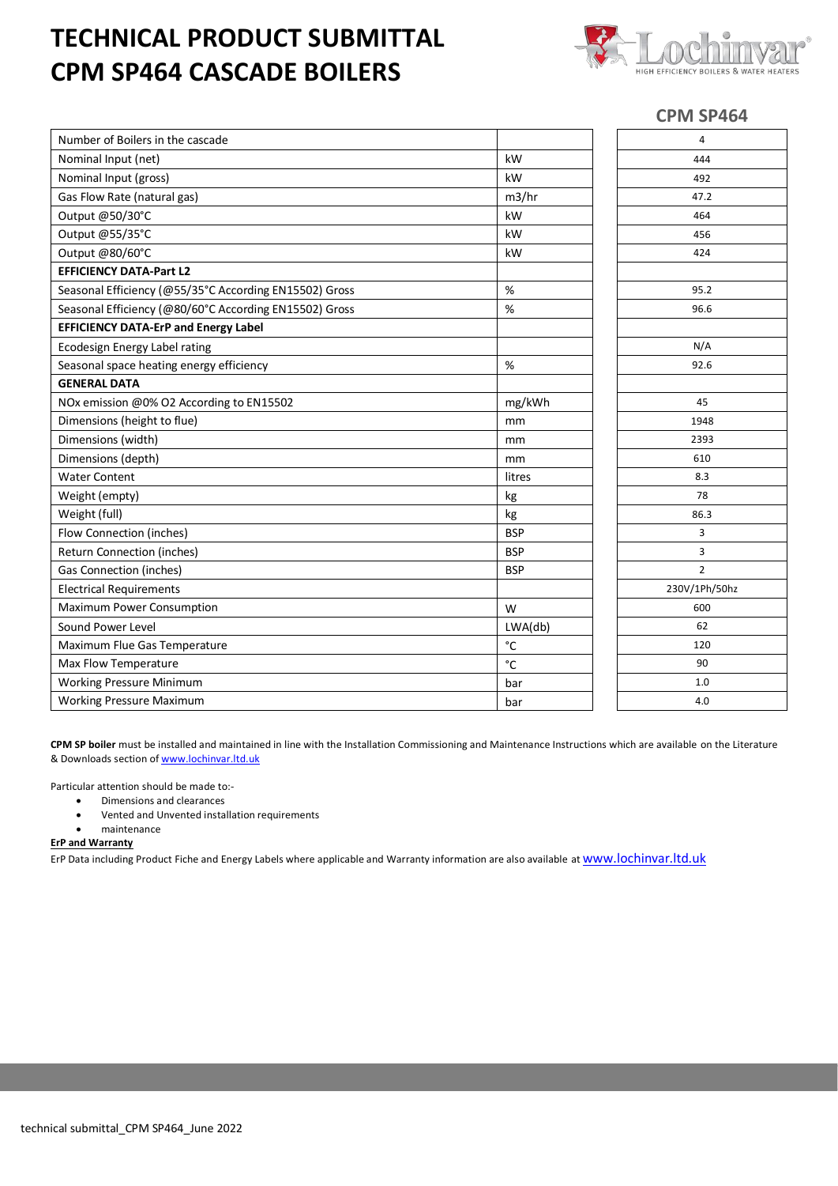# TECHNICAL PRODUCT SUBMITTAL
# CPM SP464 CASCADE BOILERS

| | | CPM SP464 |
|---|---|---|
| Number of Boilers in the cascade | | 4 |
| Nominal Input (net) | kW | 444 |
| Nominal Input (gross) | kW | 492 |
| Gas Flow Rate (natural gas) | m3/hr | 47.2 |
| Output @50/30°C | kW | 464 |
| Output @55/35°C | kW | 456 |
| Output @80/60°C | kW | 424 |
| **EFFICIENCY DATA-Part L2** | | |
| Seasonal Efficiency (@55/35°C According EN15502) Gross | % | 95.2 |
| Seasonal Efficiency (@80/60°C According EN15502) Gross | % | 96.6 |
| **EFFICIENCY DATA-ErP and Energy Label** | | |
| Ecodesign Energy Label rating | | N/A |
| Seasonal space heating energy efficiency | % | 92.6 |
| **GENERAL DATA** | | |
| NOx emission @0% O2 According to EN15502 | mg/kWh | 45 |
| Dimensions (height to flue) | mm | 1948 |
| Dimensions (width) | mm | 2393 |
| Dimensions (depth) | mm | 610 |
| Water Content | litres | 8.3 |
| Weight (empty) | kg | 78 |
| Weight (full) | kg | 86.3 |
| Flow Connection (inches) | BSP | 3 |
| Return Connection (inches) | BSP | 3 |
| Gas Connection (inches) | BSP | 2 |
| Electrical Requirements | | 230V/1Ph/50hz |
| Maximum Power Consumption | W | 600 |
| Sound Power Level | LWA(db) | 62 |
| Maximum Flue Gas Temperature | °C | 120 |
| Max Flow Temperature | °C | 90 |
| Working Pressure Minimum | bar | 1.0 |
| Working Pressure Maximum | bar | 4.0 |

**CPM SP boiler** must be installed and maintained in line with the Installation Commissioning and Maintenance Instructions which are available on the Literature & Downloads section of www.lochinvar.ltd.uk

Particular attention should be made to:-

- Dimensions and clearances
- Vented and Unvented installation requirements
- maintenance

**ErP and Warranty**

ErP Data including Product Fiche and Energy Labels where applicable and Warranty information are also available at www.lochinvar.ltd.uk

technical submittal_CPM SP464_June 2022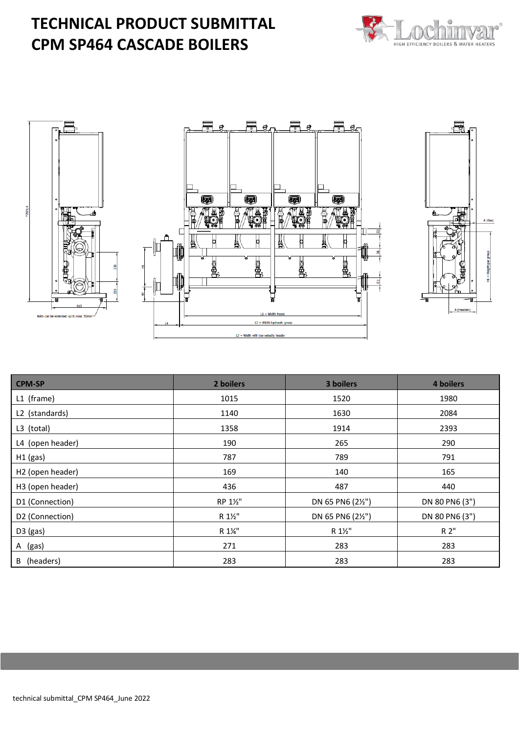# TECHNICAL PRODUCT SUBMITTAL
# CPM SP464 CASCADE BOILERS

*2021.6

230

220

610

Bolts can be extended up to max. 50mm

H3

H2

D2

D3

D1

L1 = Width frame

L2 = Width hydraulic group

L4

L3 = Width with low velocity header

A (Gas)

H1 = Height gas group

B (Headers)

| CPM-SP | 2 boilers | 3 boilers | 4 boilers |
|---|---|---|---|
| L1 (frame) | 1015 | 1520 | 1980 |
| L2 (standards) | 1140 | 1630 | 2084 |
| L3 (total) | 1358 | 1914 | 2393 |
| L4 (open header) | 190 | 265 | 290 |
| H1 (gas) | 787 | 789 | 791 |
| H2 (open header) | 169 | 140 | 165 |
| H3 (open header) | 436 | 487 | 440 |
| D1 (Connection) | RP 1½" | DN 65 PN6 (2½") | DN 80 PN6 (3") |
| D2 (Connection) | R 1½" | DN 65 PN6 (2½") | DN 80 PN6 (3") |
| D3 (gas) | R 1¼" | R 1½" | R 2" |
| A (gas) | 271 | 283 | 283 |
| B (headers) | 283 | 283 | 283 |

technical submittal_CPM SP464_June 2022